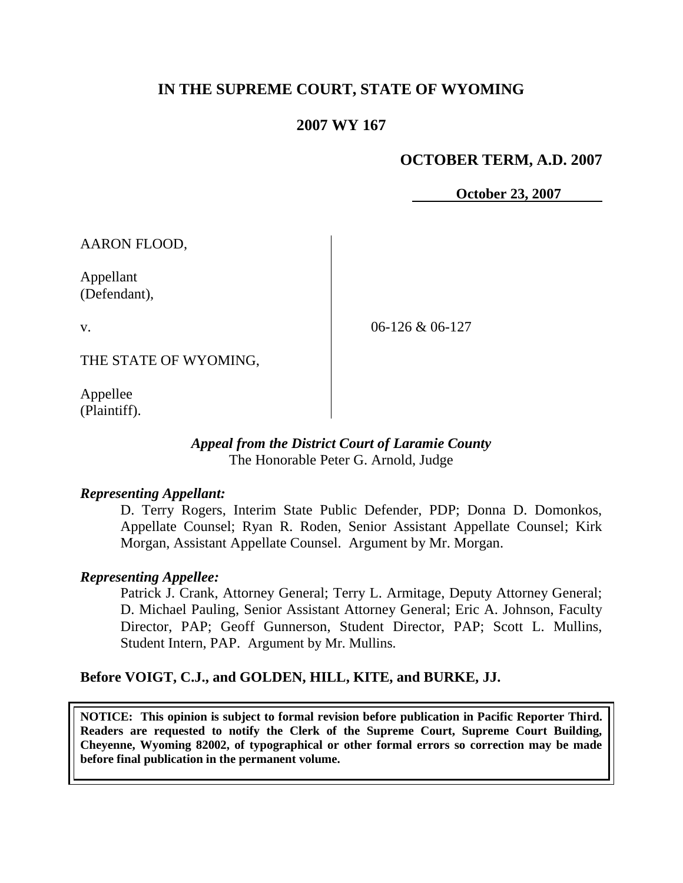# IN THE SUPREME COURT, STATE OF WYOMING

## 2007 WY 167

**OCTOBER TERM, A.D. 2007**

**October 23, 2007**

AARON FLOOD,

Appellant
(Defendant),

v.

06-126 & 06-127

THE STATE OF WYOMING,

Appellee
(Plaintiff).

***Appeal from the District Court of Laramie County***
The Honorable Peter G. Arnold, Judge

***Representing Appellant:***

D. Terry Rogers, Interim State Public Defender, PDP; Donna D. Domonkos, Appellate Counsel; Ryan R. Roden, Senior Assistant Appellate Counsel; Kirk Morgan, Assistant Appellate Counsel. Argument by Mr. Morgan.

***Representing Appellee:***

Patrick J. Crank, Attorney General; Terry L. Armitage, Deputy Attorney General; D. Michael Pauling, Senior Assistant Attorney General; Eric A. Johnson, Faculty Director, PAP; Geoff Gunnerson, Student Director, PAP; Scott L. Mullins, Student Intern, PAP. Argument by Mr. Mullins.

**Before VOIGT, C.J., and GOLDEN, HILL, KITE, and BURKE, JJ.**

**NOTICE: This opinion is subject to formal revision before publication in Pacific Reporter Third. Readers are requested to notify the Clerk of the Supreme Court, Supreme Court Building, Cheyenne, Wyoming 82002, of typographical or other formal errors so correction may be made before final publication in the permanent volume.**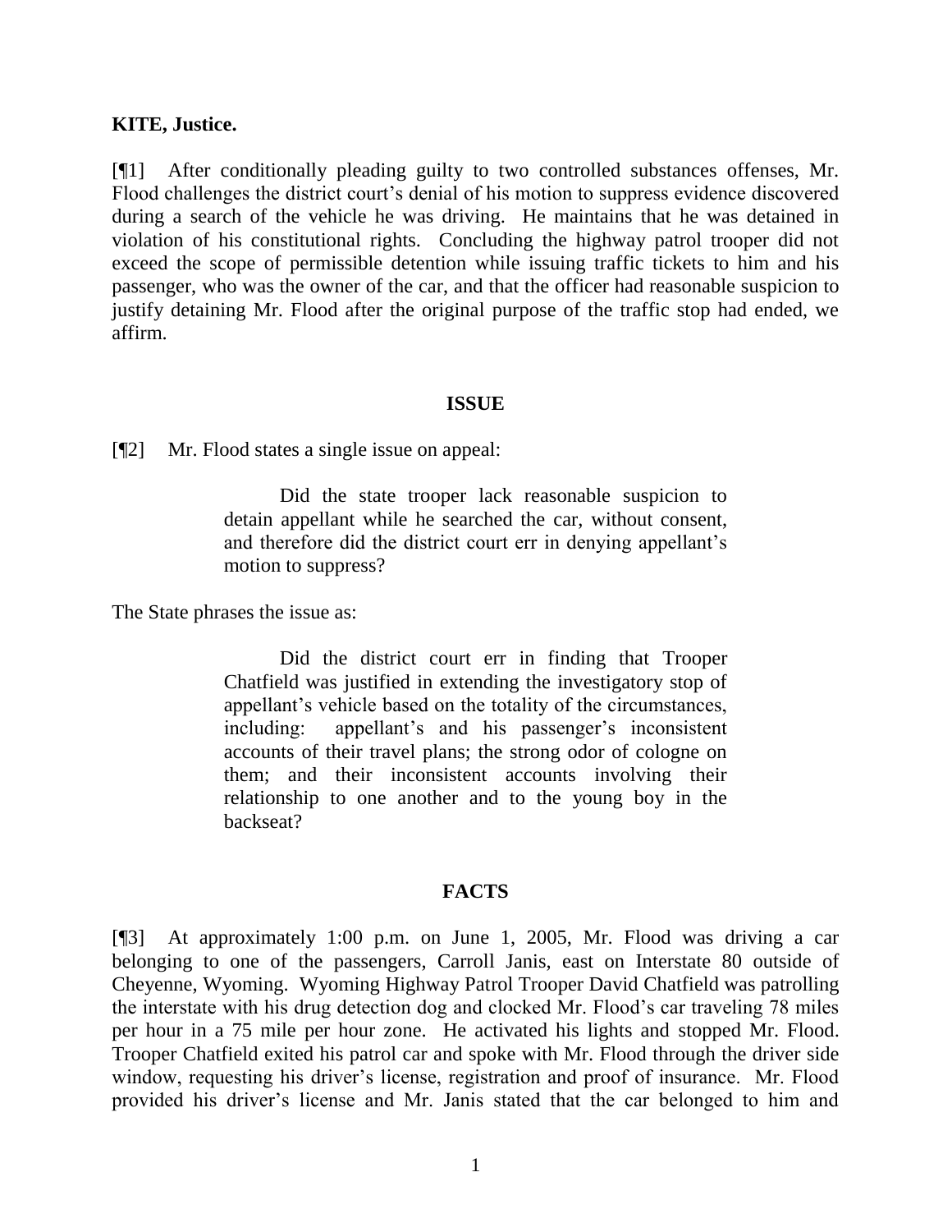**KITE, Justice.**

[¶1] After conditionally pleading guilty to two controlled substances offenses, Mr. Flood challenges the district court's denial of his motion to suppress evidence discovered during a search of the vehicle he was driving. He maintains that he was detained in violation of his constitutional rights. Concluding the highway patrol trooper did not exceed the scope of permissible detention while issuing traffic tickets to him and his passenger, who was the owner of the car, and that the officer had reasonable suspicion to justify detaining Mr. Flood after the original purpose of the traffic stop had ended, we affirm.

## ISSUE

[¶2] Mr. Flood states a single issue on appeal:

> Did the state trooper lack reasonable suspicion to detain appellant while he searched the car, without consent, and therefore did the district court err in denying appellant's motion to suppress?

The State phrases the issue as:

> Did the district court err in finding that Trooper Chatfield was justified in extending the investigatory stop of appellant's vehicle based on the totality of the circumstances, including: appellant's and his passenger's inconsistent accounts of their travel plans; the strong odor of cologne on them; and their inconsistent accounts involving their relationship to one another and to the young boy in the backseat?

## FACTS

[¶3] At approximately 1:00 p.m. on June 1, 2005, Mr. Flood was driving a car belonging to one of the passengers, Carroll Janis, east on Interstate 80 outside of Cheyenne, Wyoming. Wyoming Highway Patrol Trooper David Chatfield was patrolling the interstate with his drug detection dog and clocked Mr. Flood's car traveling 78 miles per hour in a 75 mile per hour zone. He activated his lights and stopped Mr. Flood. Trooper Chatfield exited his patrol car and spoke with Mr. Flood through the driver side window, requesting his driver's license, registration and proof of insurance. Mr. Flood provided his driver's license and Mr. Janis stated that the car belonged to him and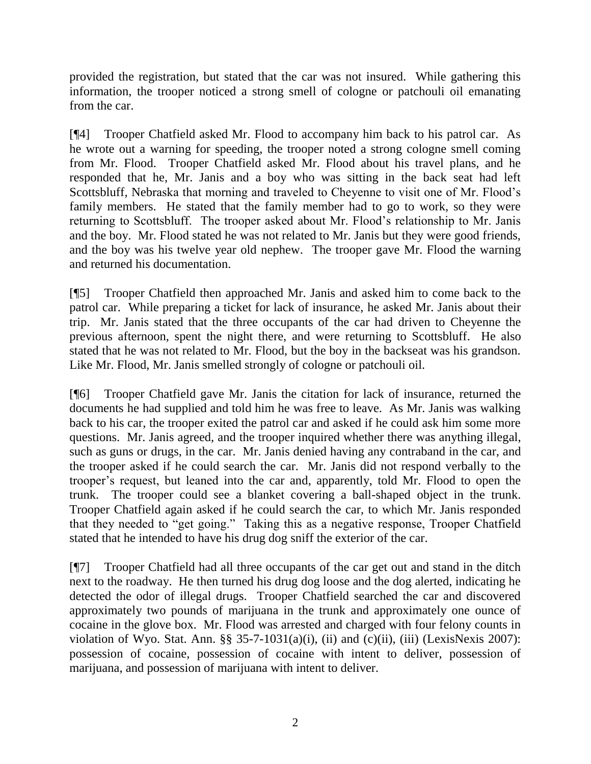provided the registration, but stated that the car was not insured. While gathering this information, the trooper noticed a strong smell of cologne or patchouli oil emanating from the car.

[¶4] Trooper Chatfield asked Mr. Flood to accompany him back to his patrol car. As he wrote out a warning for speeding, the trooper noted a strong cologne smell coming from Mr. Flood. Trooper Chatfield asked Mr. Flood about his travel plans, and he responded that he, Mr. Janis and a boy who was sitting in the back seat had left Scottsbluff, Nebraska that morning and traveled to Cheyenne to visit one of Mr. Flood's family members. He stated that the family member had to go to work, so they were returning to Scottsbluff. The trooper asked about Mr. Flood's relationship to Mr. Janis and the boy. Mr. Flood stated he was not related to Mr. Janis but they were good friends, and the boy was his twelve year old nephew. The trooper gave Mr. Flood the warning and returned his documentation.

[¶5] Trooper Chatfield then approached Mr. Janis and asked him to come back to the patrol car. While preparing a ticket for lack of insurance, he asked Mr. Janis about their trip. Mr. Janis stated that the three occupants of the car had driven to Cheyenne the previous afternoon, spent the night there, and were returning to Scottsbluff. He also stated that he was not related to Mr. Flood, but the boy in the backseat was his grandson. Like Mr. Flood, Mr. Janis smelled strongly of cologne or patchouli oil.

[¶6] Trooper Chatfield gave Mr. Janis the citation for lack of insurance, returned the documents he had supplied and told him he was free to leave. As Mr. Janis was walking back to his car, the trooper exited the patrol car and asked if he could ask him some more questions. Mr. Janis agreed, and the trooper inquired whether there was anything illegal, such as guns or drugs, in the car. Mr. Janis denied having any contraband in the car, and the trooper asked if he could search the car. Mr. Janis did not respond verbally to the trooper's request, but leaned into the car and, apparently, told Mr. Flood to open the trunk. The trooper could see a blanket covering a ball-shaped object in the trunk. Trooper Chatfield again asked if he could search the car, to which Mr. Janis responded that they needed to "get going." Taking this as a negative response, Trooper Chatfield stated that he intended to have his drug dog sniff the exterior of the car.

[¶7] Trooper Chatfield had all three occupants of the car get out and stand in the ditch next to the roadway. He then turned his drug dog loose and the dog alerted, indicating he detected the odor of illegal drugs. Trooper Chatfield searched the car and discovered approximately two pounds of marijuana in the trunk and approximately one ounce of cocaine in the glove box. Mr. Flood was arrested and charged with four felony counts in violation of Wyo. Stat. Ann. §§ 35-7-1031(a)(i), (ii) and (c)(ii), (iii) (LexisNexis 2007): possession of cocaine, possession of cocaine with intent to deliver, possession of marijuana, and possession of marijuana with intent to deliver.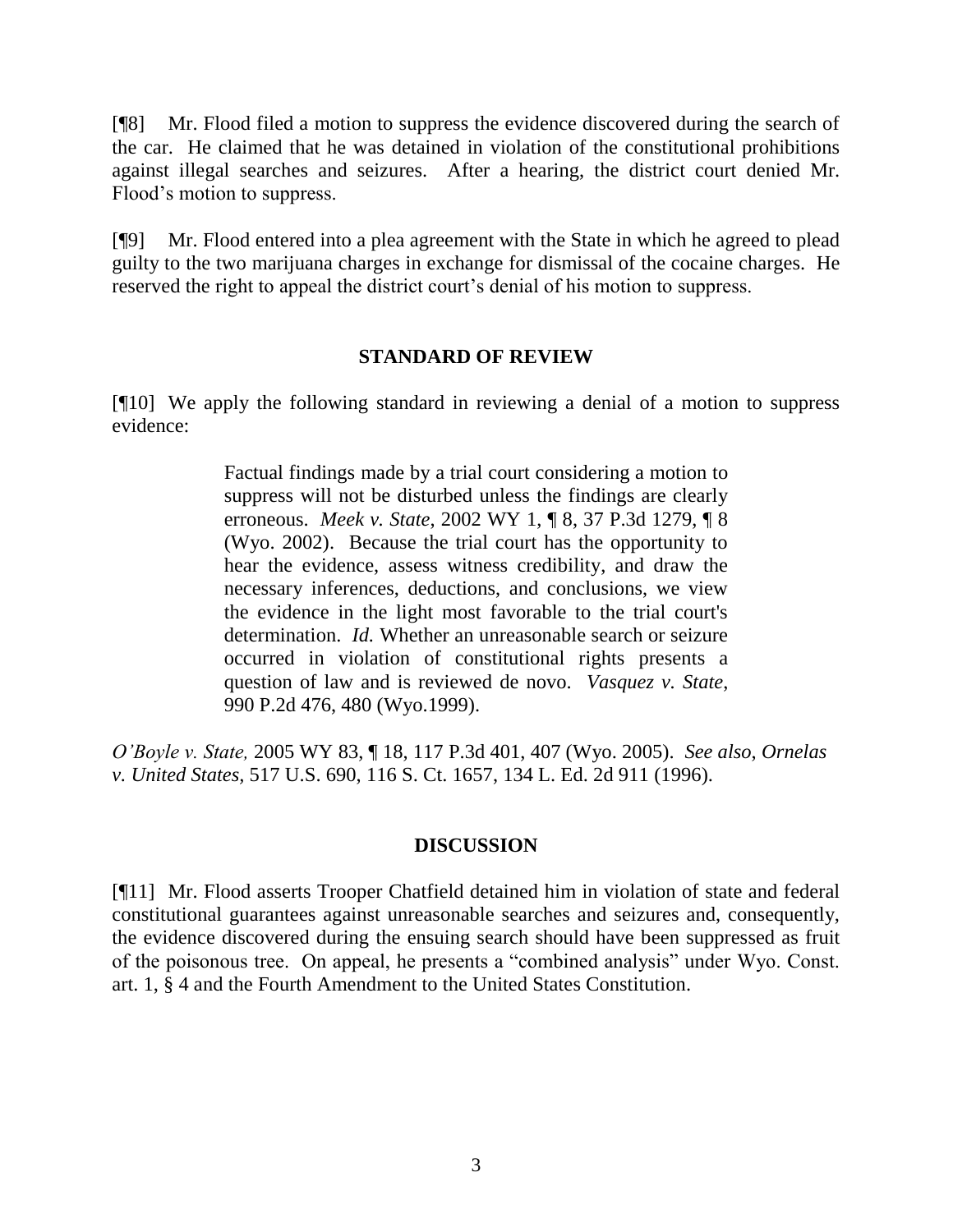[¶8] Mr. Flood filed a motion to suppress the evidence discovered during the search of the car. He claimed that he was detained in violation of the constitutional prohibitions against illegal searches and seizures. After a hearing, the district court denied Mr. Flood's motion to suppress.

[¶9] Mr. Flood entered into a plea agreement with the State in which he agreed to plead guilty to the two marijuana charges in exchange for dismissal of the cocaine charges. He reserved the right to appeal the district court's denial of his motion to suppress.

## STANDARD OF REVIEW

[¶10] We apply the following standard in reviewing a denial of a motion to suppress evidence:

> Factual findings made by a trial court considering a motion to suppress will not be disturbed unless the findings are clearly erroneous. *Meek v. State*, 2002 WY 1, ¶ 8, 37 P.3d 1279, ¶ 8 (Wyo. 2002). Because the trial court has the opportunity to hear the evidence, assess witness credibility, and draw the necessary inferences, deductions, and conclusions, we view the evidence in the light most favorable to the trial court's determination. *Id.* Whether an unreasonable search or seizure occurred in violation of constitutional rights presents a question of law and is reviewed de novo. *Vasquez v. State*, 990 P.2d 476, 480 (Wyo.1999).

*O'Boyle v. State,* 2005 WY 83, ¶ 18, 117 P.3d 401, 407 (Wyo. 2005). *See also*, *Ornelas v. United States*, 517 U.S. 690, 116 S. Ct. 1657, 134 L. Ed. 2d 911 (1996).

## DISCUSSION

[¶11] Mr. Flood asserts Trooper Chatfield detained him in violation of state and federal constitutional guarantees against unreasonable searches and seizures and, consequently, the evidence discovered during the ensuing search should have been suppressed as fruit of the poisonous tree. On appeal, he presents a "combined analysis" under Wyo. Const. art. 1, § 4 and the Fourth Amendment to the United States Constitution.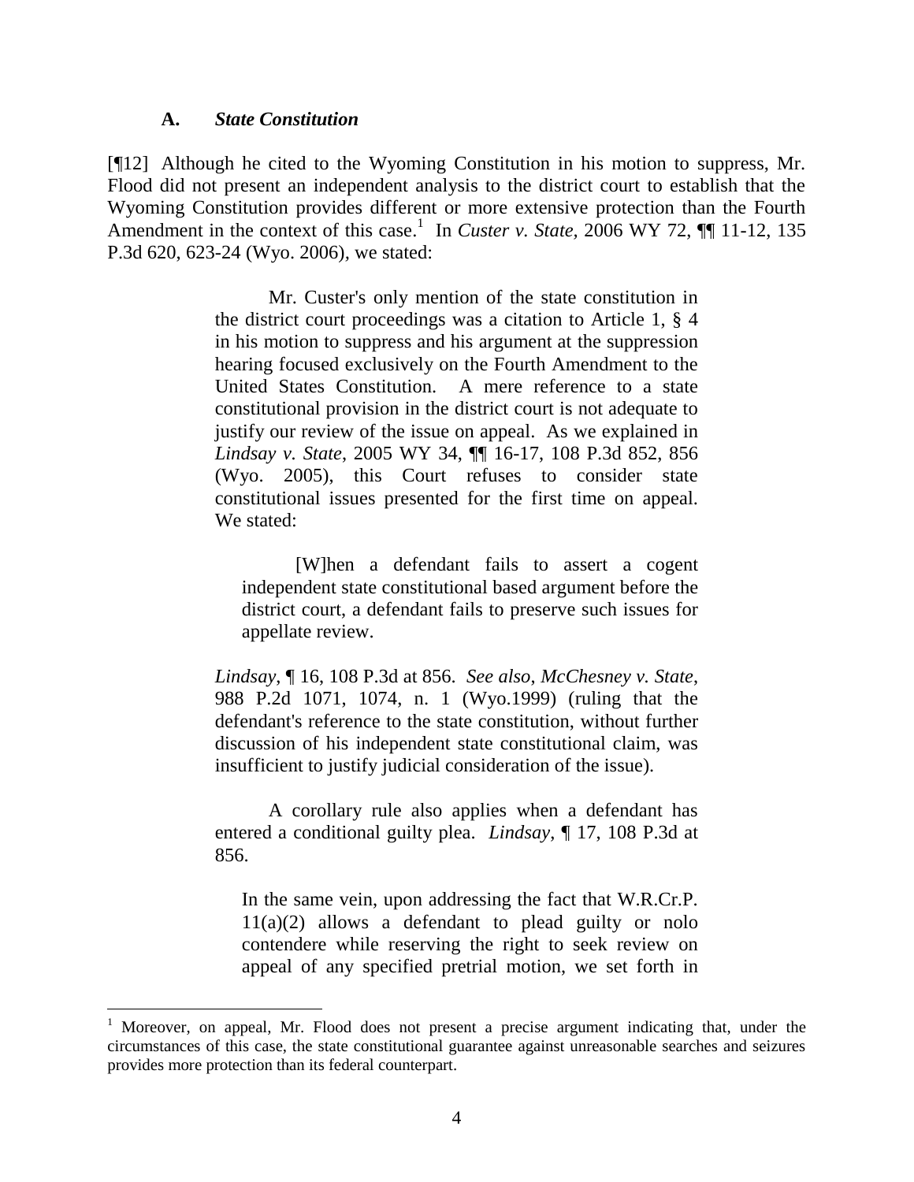### A. *State Constitution*

[¶12] Although he cited to the Wyoming Constitution in his motion to suppress, Mr. Flood did not present an independent analysis to the district court to establish that the Wyoming Constitution provides different or more extensive protection than the Fourth Amendment in the context of this case.[1] In *Custer v. State*, 2006 WY 72, ¶¶ 11-12, 135 P.3d 620, 623-24 (Wyo. 2006), we stated:

> Mr. Custer's only mention of the state constitution in the district court proceedings was a citation to Article 1, § 4 in his motion to suppress and his argument at the suppression hearing focused exclusively on the Fourth Amendment to the United States Constitution. A mere reference to a state constitutional provision in the district court is not adequate to justify our review of the issue on appeal. As we explained in *Lindsay v. State*, 2005 WY 34, ¶¶ 16-17, 108 P.3d 852, 856 (Wyo. 2005), this Court refuses to consider state constitutional issues presented for the first time on appeal. We stated:
>
> > [W]hen a defendant fails to assert a cogent independent state constitutional based argument before the district court, a defendant fails to preserve such issues for appellate review.
>
> *Lindsay*, ¶ 16, 108 P.3d at 856. *See also*, *McChesney v. State*, 988 P.2d 1071, 1074, n. 1 (Wyo.1999) (ruling that the defendant's reference to the state constitution, without further discussion of his independent state constitutional claim, was insufficient to justify judicial consideration of the issue).
>
> A corollary rule also applies when a defendant has entered a conditional guilty plea. *Lindsay*, ¶ 17, 108 P.3d at 856.
>
> > In the same vein, upon addressing the fact that W.R.Cr.P. 11(a)(2) allows a defendant to plead guilty or nolo contendere while reserving the right to seek review on appeal of any specified pretrial motion, we set forth in

[1] Moreover, on appeal, Mr. Flood does not present a precise argument indicating that, under the circumstances of this case, the state constitutional guarantee against unreasonable searches and seizures provides more protection than its federal counterpart.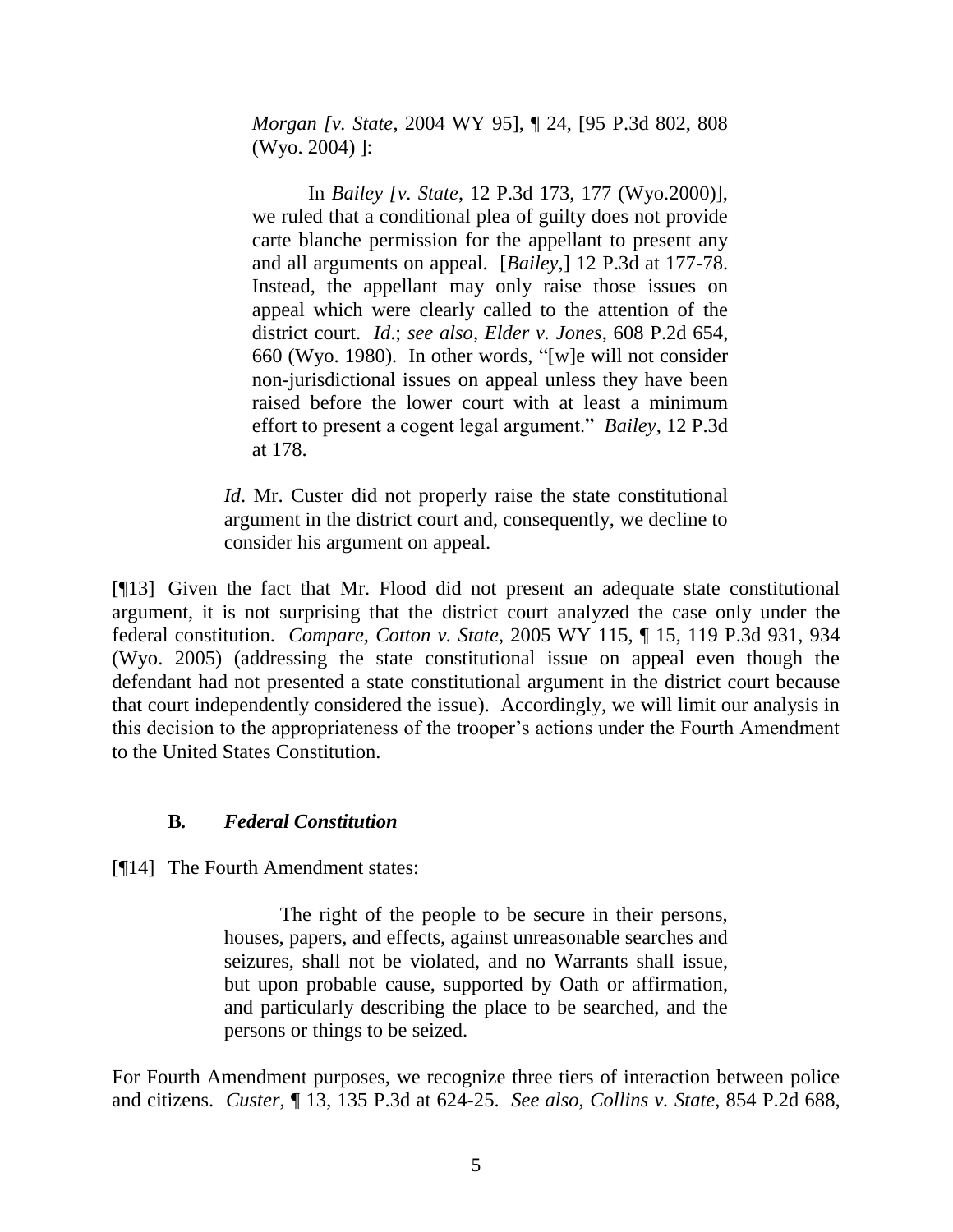> *Morgan [v. State*, 2004 WY 95], ¶ 24, [95 P.3d 802, 808 (Wyo. 2004) ]:
>
> > In *Bailey [v. State*, 12 P.3d 173, 177 (Wyo.2000)], we ruled that a conditional plea of guilty does not provide carte blanche permission for the appellant to present any and all arguments on appeal. [*Bailey*,] 12 P.3d at 177-78. Instead, the appellant may only raise those issues on appeal which were clearly called to the attention of the district court. *Id*.; *see also*, *Elder v. Jones*, 608 P.2d 654, 660 (Wyo. 1980). In other words, "[w]e will not consider non-jurisdictional issues on appeal unless they have been raised before the lower court with at least a minimum effort to present a cogent legal argument." *Bailey*, 12 P.3d at 178.
>
> *Id*. Mr. Custer did not properly raise the state constitutional argument in the district court and, consequently, we decline to consider his argument on appeal.

[¶13] Given the fact that Mr. Flood did not present an adequate state constitutional argument, it is not surprising that the district court analyzed the case only under the federal constitution. *Compare, Cotton v. State,* 2005 WY 115, ¶ 15, 119 P.3d 931, 934 (Wyo. 2005) (addressing the state constitutional issue on appeal even though the defendant had not presented a state constitutional argument in the district court because that court independently considered the issue). Accordingly, we will limit our analysis in this decision to the appropriateness of the trooper's actions under the Fourth Amendment to the United States Constitution.

### B. *Federal Constitution*

[¶14] The Fourth Amendment states:

> The right of the people to be secure in their persons, houses, papers, and effects, against unreasonable searches and seizures, shall not be violated, and no Warrants shall issue, but upon probable cause, supported by Oath or affirmation, and particularly describing the place to be searched, and the persons or things to be seized.

For Fourth Amendment purposes, we recognize three tiers of interaction between police and citizens. *Custer,* ¶ 13, 135 P.3d at 624-25. *See also*, *Collins v. State*, 854 P.2d 688,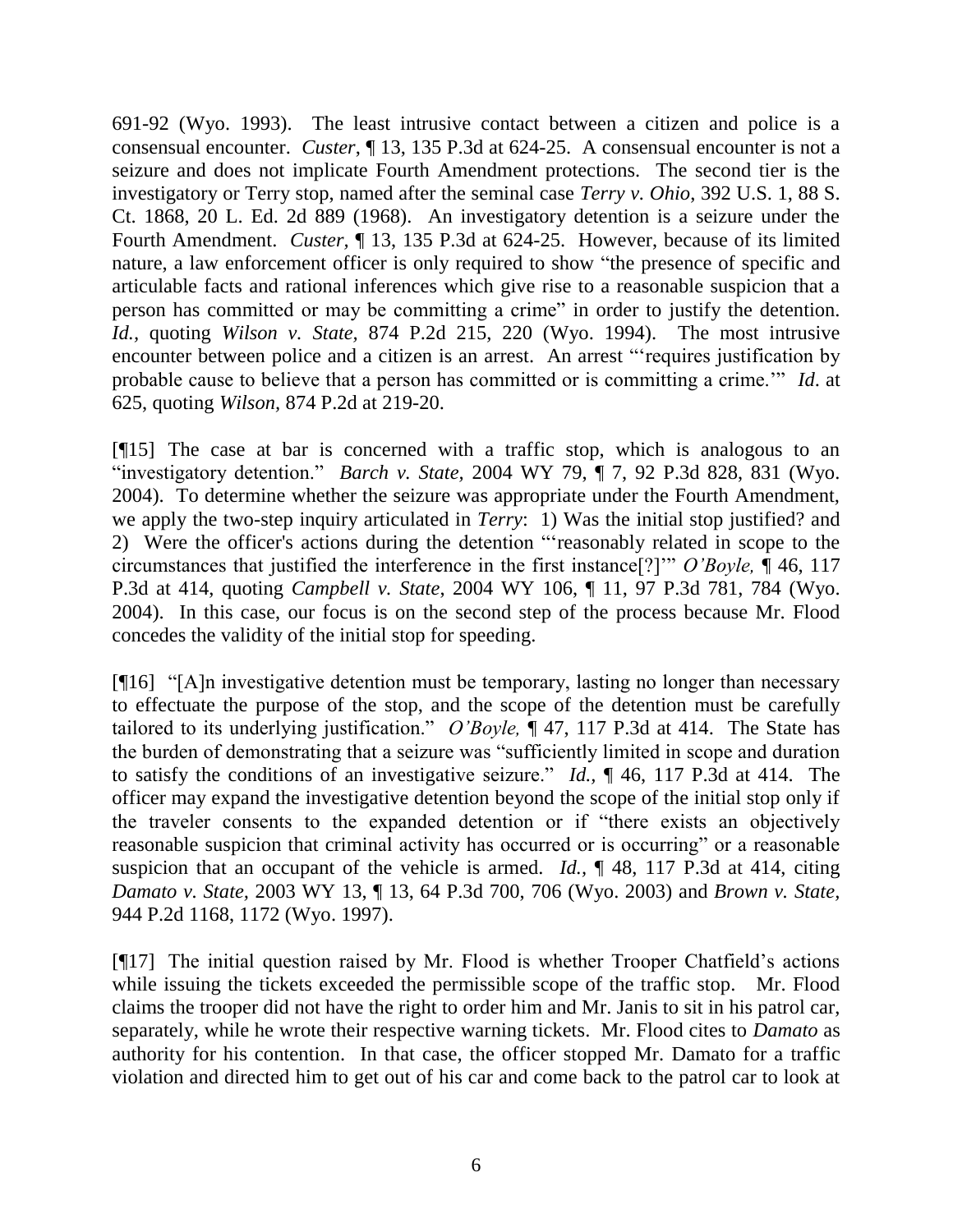691-92 (Wyo. 1993). The least intrusive contact between a citizen and police is a consensual encounter. *Custer*, ¶ 13, 135 P.3d at 624-25. A consensual encounter is not a seizure and does not implicate Fourth Amendment protections. The second tier is the investigatory or Terry stop, named after the seminal case *Terry v. Ohio*, 392 U.S. 1, 88 S. Ct. 1868, 20 L. Ed. 2d 889 (1968). An investigatory detention is a seizure under the Fourth Amendment. *Custer,* ¶ 13, 135 P.3d at 624-25. However, because of its limited nature, a law enforcement officer is only required to show "the presence of specific and articulable facts and rational inferences which give rise to a reasonable suspicion that a person has committed or may be committing a crime" in order to justify the detention. *Id.*, quoting *Wilson v. State,* 874 P.2d 215, 220 (Wyo. 1994). The most intrusive encounter between police and a citizen is an arrest. An arrest "'requires justification by probable cause to believe that a person has committed or is committing a crime.'" *Id*. at 625, quoting *Wilson,* 874 P.2d at 219-20.

[¶15] The case at bar is concerned with a traffic stop, which is analogous to an "investigatory detention." *Barch v. State*, 2004 WY 79, ¶ 7, 92 P.3d 828, 831 (Wyo. 2004). To determine whether the seizure was appropriate under the Fourth Amendment, we apply the two-step inquiry articulated in *Terry*: 1) Was the initial stop justified? and 2) Were the officer's actions during the detention "'reasonably related in scope to the circumstances that justified the interference in the first instance[?]'" *O'Boyle,* ¶ 46, 117 P.3d at 414, quoting *Campbell v. State*, 2004 WY 106, ¶ 11, 97 P.3d 781, 784 (Wyo. 2004). In this case, our focus is on the second step of the process because Mr. Flood concedes the validity of the initial stop for speeding.

[¶16] "[A]n investigative detention must be temporary, lasting no longer than necessary to effectuate the purpose of the stop, and the scope of the detention must be carefully tailored to its underlying justification." *O'Boyle,* ¶ 47, 117 P.3d at 414. The State has the burden of demonstrating that a seizure was "sufficiently limited in scope and duration to satisfy the conditions of an investigative seizure." *Id.*, ¶ 46, 117 P.3d at 414. The officer may expand the investigative detention beyond the scope of the initial stop only if the traveler consents to the expanded detention or if "there exists an objectively reasonable suspicion that criminal activity has occurred or is occurring" or a reasonable suspicion that an occupant of the vehicle is armed. *Id.*, ¶ 48, 117 P.3d at 414, citing *Damato v. State,* 2003 WY 13, ¶ 13, 64 P.3d 700, 706 (Wyo. 2003) and *Brown v. State*, 944 P.2d 1168, 1172 (Wyo. 1997).

[¶17] The initial question raised by Mr. Flood is whether Trooper Chatfield's actions while issuing the tickets exceeded the permissible scope of the traffic stop. Mr. Flood claims the trooper did not have the right to order him and Mr. Janis to sit in his patrol car, separately, while he wrote their respective warning tickets. Mr. Flood cites to *Damato* as authority for his contention. In that case, the officer stopped Mr. Damato for a traffic violation and directed him to get out of his car and come back to the patrol car to look at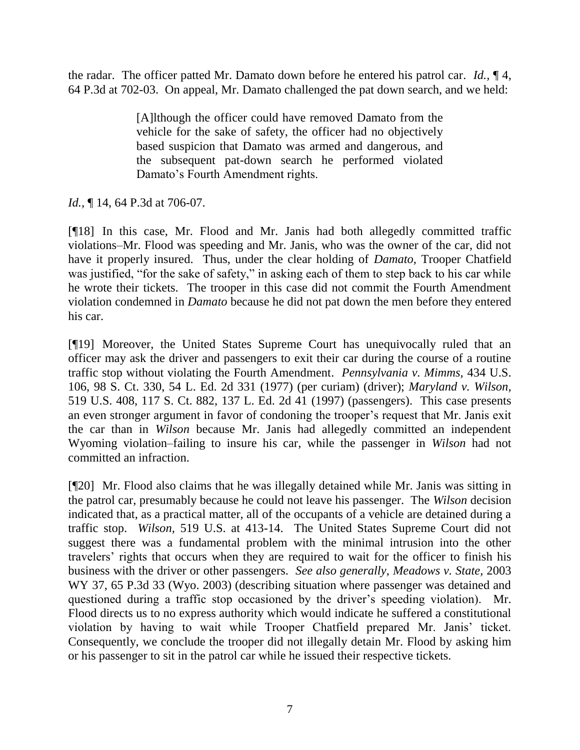the radar. The officer patted Mr. Damato down before he entered his patrol car. *Id.*, ¶ 4, 64 P.3d at 702-03. On appeal, Mr. Damato challenged the pat down search, and we held:

> [A]lthough the officer could have removed Damato from the vehicle for the sake of safety, the officer had no objectively based suspicion that Damato was armed and dangerous, and the subsequent pat-down search he performed violated Damato's Fourth Amendment rights.

*Id.*, ¶ 14, 64 P.3d at 706-07.

[¶18] In this case, Mr. Flood and Mr. Janis had both allegedly committed traffic violations–Mr. Flood was speeding and Mr. Janis, who was the owner of the car, did not have it properly insured. Thus, under the clear holding of *Damato,* Trooper Chatfield was justified, "for the sake of safety," in asking each of them to step back to his car while he wrote their tickets. The trooper in this case did not commit the Fourth Amendment violation condemned in *Damato* because he did not pat down the men before they entered his car.

[¶19] Moreover, the United States Supreme Court has unequivocally ruled that an officer may ask the driver and passengers to exit their car during the course of a routine traffic stop without violating the Fourth Amendment. *Pennsylvania v. Mimms,* 434 U.S. 106, 98 S. Ct. 330, 54 L. Ed. 2d 331 (1977) (per curiam) (driver); *Maryland v. Wilson,* 519 U.S. 408, 117 S. Ct. 882, 137 L. Ed. 2d 41 (1997) (passengers). This case presents an even stronger argument in favor of condoning the trooper's request that Mr. Janis exit the car than in *Wilson* because Mr. Janis had allegedly committed an independent Wyoming violation–failing to insure his car, while the passenger in *Wilson* had not committed an infraction.

[¶20] Mr. Flood also claims that he was illegally detained while Mr. Janis was sitting in the patrol car, presumably because he could not leave his passenger. The *Wilson* decision indicated that, as a practical matter, all of the occupants of a vehicle are detained during a traffic stop. *Wilson,* 519 U.S. at 413-14. The United States Supreme Court did not suggest there was a fundamental problem with the minimal intrusion into the other travelers' rights that occurs when they are required to wait for the officer to finish his business with the driver or other passengers. *See also generally*, *Meadows v. State*, 2003 WY 37, 65 P.3d 33 (Wyo. 2003) (describing situation where passenger was detained and questioned during a traffic stop occasioned by the driver's speeding violation). Mr. Flood directs us to no express authority which would indicate he suffered a constitutional violation by having to wait while Trooper Chatfield prepared Mr. Janis' ticket. Consequently, we conclude the trooper did not illegally detain Mr. Flood by asking him or his passenger to sit in the patrol car while he issued their respective tickets.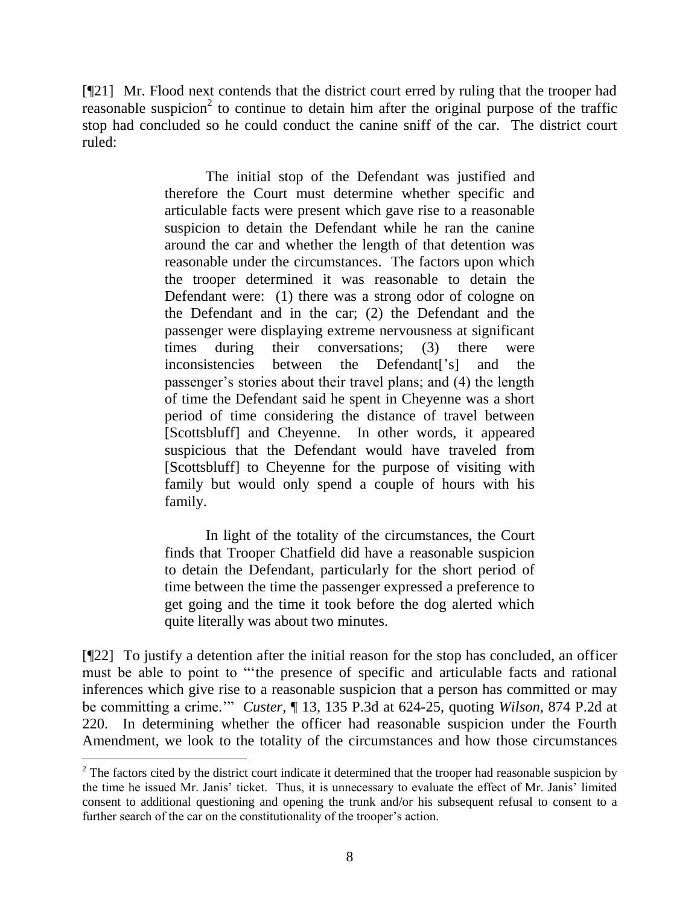[¶21] Mr. Flood next contends that the district court erred by ruling that the trooper had reasonable suspicion[2] to continue to detain him after the original purpose of the traffic stop had concluded so he could conduct the canine sniff of the car. The district court ruled:

> The initial stop of the Defendant was justified and therefore the Court must determine whether specific and articulable facts were present which gave rise to a reasonable suspicion to detain the Defendant while he ran the canine around the car and whether the length of that detention was reasonable under the circumstances. The factors upon which the trooper determined it was reasonable to detain the Defendant were: (1) there was a strong odor of cologne on the Defendant and in the car; (2) the Defendant and the passenger were displaying extreme nervousness at significant times during their conversations; (3) there were inconsistencies between the Defendant['s] and the passenger's stories about their travel plans; and (4) the length of time the Defendant said he spent in Cheyenne was a short period of time considering the distance of travel between [Scottsbluff] and Cheyenne. In other words, it appeared suspicious that the Defendant would have traveled from [Scottsbluff] to Cheyenne for the purpose of visiting with family but would only spend a couple of hours with his family.
>
> In light of the totality of the circumstances, the Court finds that Trooper Chatfield did have a reasonable suspicion to detain the Defendant, particularly for the short period of time between the time the passenger expressed a preference to get going and the time it took before the dog alerted which quite literally was about two minutes.

[¶22] To justify a detention after the initial reason for the stop has concluded, an officer must be able to point to "'the presence of specific and articulable facts and rational inferences which give rise to a reasonable suspicion that a person has committed or may be committing a crime.'" *Custer*, ¶ 13, 135 P.3d at 624-25, quoting *Wilson*, 874 P.2d at 220. In determining whether the officer had reasonable suspicion under the Fourth Amendment, we look to the totality of the circumstances and how those circumstances

---

[2] The factors cited by the district court indicate it determined that the trooper had reasonable suspicion by the time he issued Mr. Janis' ticket. Thus, it is unnecessary to evaluate the effect of Mr. Janis' limited consent to additional questioning and opening the trunk and/or his subsequent refusal to consent to a further search of the car on the constitutionality of the trooper's action.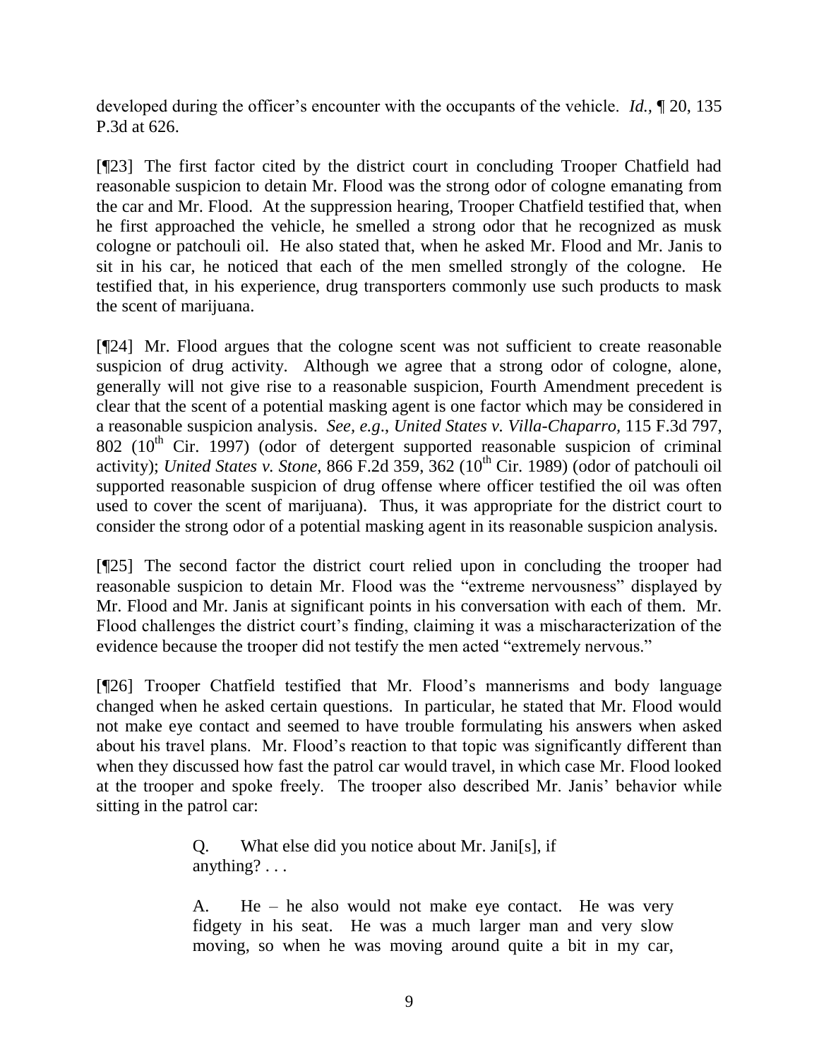developed during the officer's encounter with the occupants of the vehicle. *Id.*, ¶ 20, 135 P.3d at 626.

[¶23] The first factor cited by the district court in concluding Trooper Chatfield had reasonable suspicion to detain Mr. Flood was the strong odor of cologne emanating from the car and Mr. Flood. At the suppression hearing, Trooper Chatfield testified that, when he first approached the vehicle, he smelled a strong odor that he recognized as musk cologne or patchouli oil. He also stated that, when he asked Mr. Flood and Mr. Janis to sit in his car, he noticed that each of the men smelled strongly of the cologne. He testified that, in his experience, drug transporters commonly use such products to mask the scent of marijuana.

[¶24] Mr. Flood argues that the cologne scent was not sufficient to create reasonable suspicion of drug activity. Although we agree that a strong odor of cologne, alone, generally will not give rise to a reasonable suspicion, Fourth Amendment precedent is clear that the scent of a potential masking agent is one factor which may be considered in a reasonable suspicion analysis. *See, e.g.*, *United States v. Villa-Chaparro*, 115 F.3d 797, 802 (10th Cir. 1997) (odor of detergent supported reasonable suspicion of criminal activity); *United States v. Stone*, 866 F.2d 359, 362 (10th Cir. 1989) (odor of patchouli oil supported reasonable suspicion of drug offense where officer testified the oil was often used to cover the scent of marijuana). Thus, it was appropriate for the district court to consider the strong odor of a potential masking agent in its reasonable suspicion analysis.

[¶25] The second factor the district court relied upon in concluding the trooper had reasonable suspicion to detain Mr. Flood was the "extreme nervousness" displayed by Mr. Flood and Mr. Janis at significant points in his conversation with each of them. Mr. Flood challenges the district court's finding, claiming it was a mischaracterization of the evidence because the trooper did not testify the men acted "extremely nervous."

[¶26] Trooper Chatfield testified that Mr. Flood's mannerisms and body language changed when he asked certain questions. In particular, he stated that Mr. Flood would not make eye contact and seemed to have trouble formulating his answers when asked about his travel plans. Mr. Flood's reaction to that topic was significantly different than when they discussed how fast the patrol car would travel, in which case Mr. Flood looked at the trooper and spoke freely. The trooper also described Mr. Janis' behavior while sitting in the patrol car:

> Q. What else did you notice about Mr. Jani[s], if anything? . . .
>
> A. He – he also would not make eye contact. He was very fidgety in his seat. He was a much larger man and very slow moving, so when he was moving around quite a bit in my car,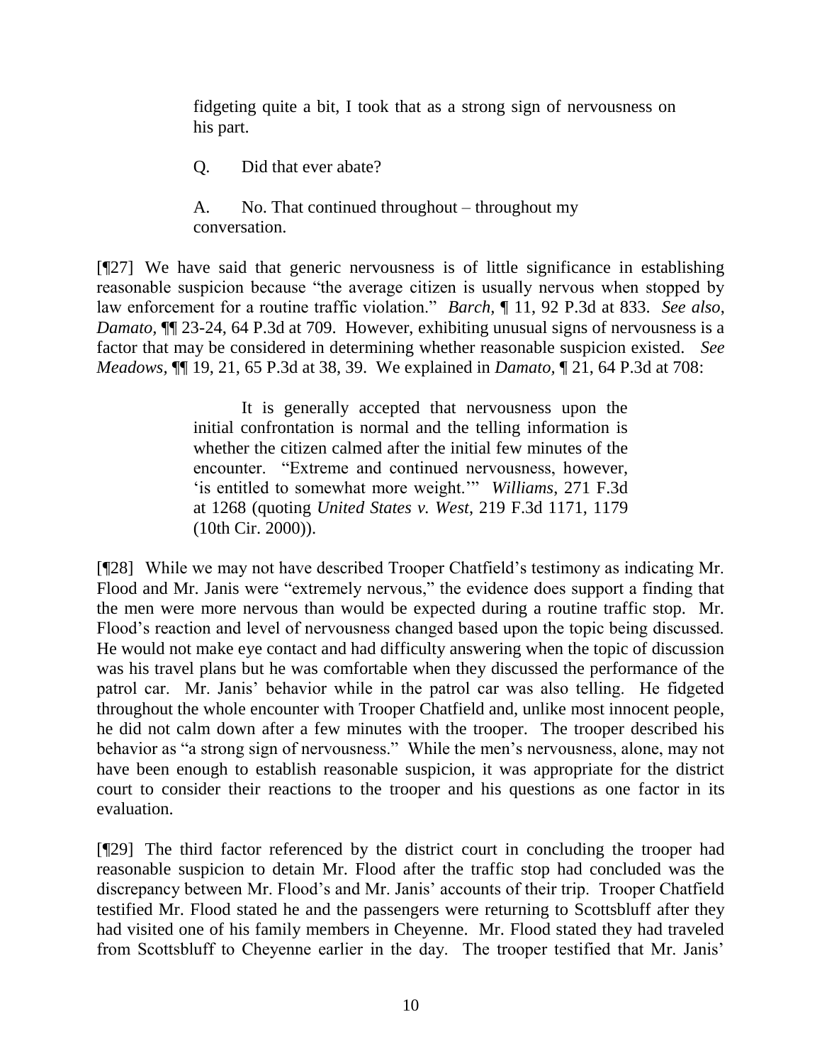> fidgeting quite a bit, I took that as a strong sign of nervousness on his part.
>
> Q. Did that ever abate?
>
> A. No. That continued throughout – throughout my conversation.

[¶27] We have said that generic nervousness is of little significance in establishing reasonable suspicion because "the average citizen is usually nervous when stopped by law enforcement for a routine traffic violation." *Barch*, ¶ 11, 92 P.3d at 833. *See also*, *Damato*, ¶¶ 23-24, 64 P.3d at 709. However, exhibiting unusual signs of nervousness is a factor that may be considered in determining whether reasonable suspicion existed. *See Meadows*, ¶¶ 19, 21, 65 P.3d at 38, 39. We explained in *Damato*, ¶ 21, 64 P.3d at 708:

> It is generally accepted that nervousness upon the initial confrontation is normal and the telling information is whether the citizen calmed after the initial few minutes of the encounter. "Extreme and continued nervousness, however, 'is entitled to somewhat more weight.'" *Williams*, 271 F.3d at 1268 (quoting *United States v. West*, 219 F.3d 1171, 1179 (10th Cir. 2000)).

[¶28] While we may not have described Trooper Chatfield's testimony as indicating Mr. Flood and Mr. Janis were "extremely nervous," the evidence does support a finding that the men were more nervous than would be expected during a routine traffic stop. Mr. Flood's reaction and level of nervousness changed based upon the topic being discussed. He would not make eye contact and had difficulty answering when the topic of discussion was his travel plans but he was comfortable when they discussed the performance of the patrol car. Mr. Janis' behavior while in the patrol car was also telling. He fidgeted throughout the whole encounter with Trooper Chatfield and, unlike most innocent people, he did not calm down after a few minutes with the trooper. The trooper described his behavior as "a strong sign of nervousness." While the men's nervousness, alone, may not have been enough to establish reasonable suspicion, it was appropriate for the district court to consider their reactions to the trooper and his questions as one factor in its evaluation.

[¶29] The third factor referenced by the district court in concluding the trooper had reasonable suspicion to detain Mr. Flood after the traffic stop had concluded was the discrepancy between Mr. Flood's and Mr. Janis' accounts of their trip. Trooper Chatfield testified Mr. Flood stated he and the passengers were returning to Scottsbluff after they had visited one of his family members in Cheyenne. Mr. Flood stated they had traveled from Scottsbluff to Cheyenne earlier in the day. The trooper testified that Mr. Janis'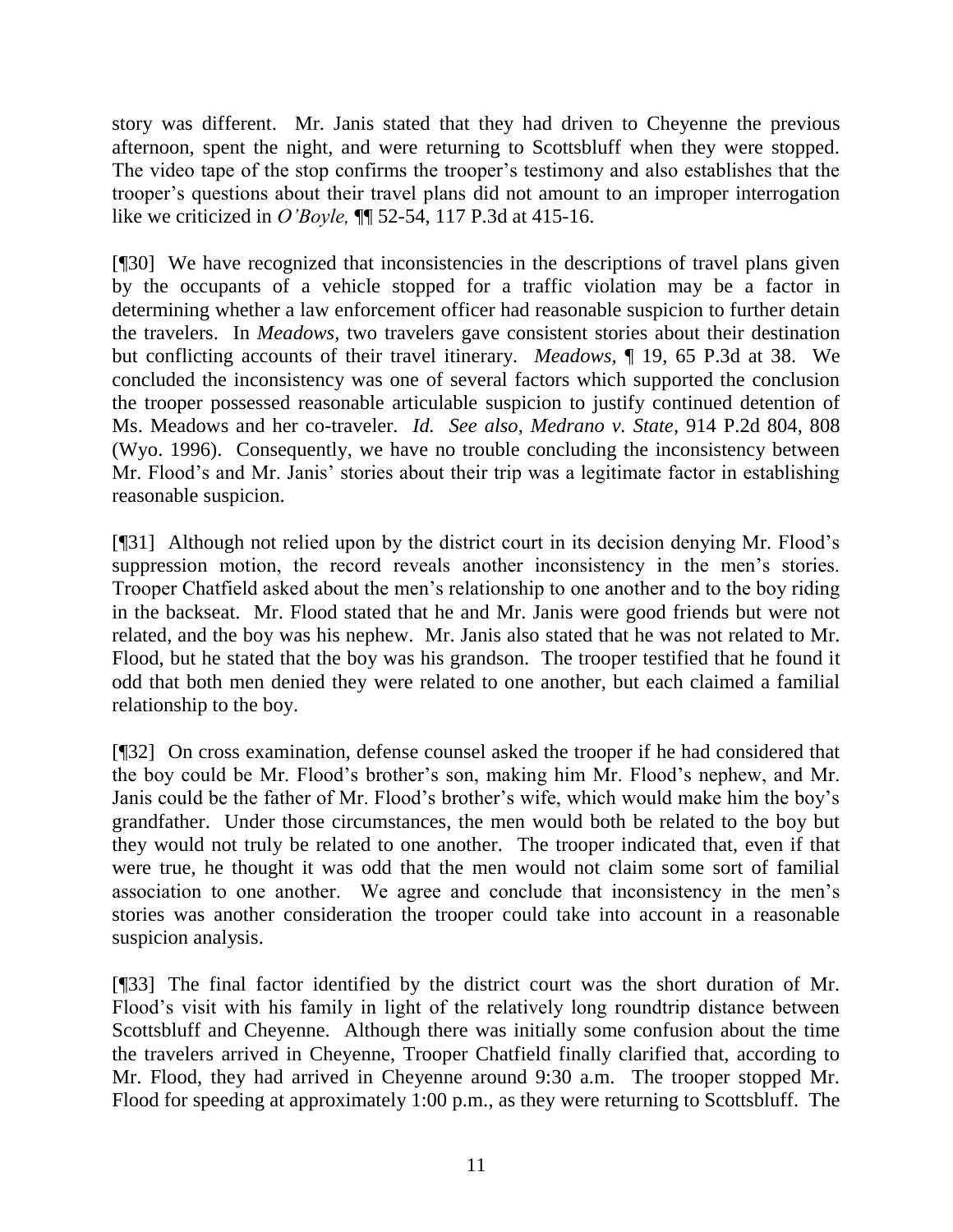story was different. Mr. Janis stated that they had driven to Cheyenne the previous afternoon, spent the night, and were returning to Scottsbluff when they were stopped. The video tape of the stop confirms the trooper's testimony and also establishes that the trooper's questions about their travel plans did not amount to an improper interrogation like we criticized in *O'Boyle,* ¶¶ 52-54, 117 P.3d at 415-16.

[¶30] We have recognized that inconsistencies in the descriptions of travel plans given by the occupants of a vehicle stopped for a traffic violation may be a factor in determining whether a law enforcement officer had reasonable suspicion to further detain the travelers. In *Meadows,* two travelers gave consistent stories about their destination but conflicting accounts of their travel itinerary. *Meadows,* ¶ 19, 65 P.3d at 38. We concluded the inconsistency was one of several factors which supported the conclusion the trooper possessed reasonable articulable suspicion to justify continued detention of Ms. Meadows and her co-traveler. *Id. See also*, *Medrano v. State,* 914 P.2d 804, 808 (Wyo. 1996). Consequently, we have no trouble concluding the inconsistency between Mr. Flood's and Mr. Janis' stories about their trip was a legitimate factor in establishing reasonable suspicion.

[¶31] Although not relied upon by the district court in its decision denying Mr. Flood's suppression motion, the record reveals another inconsistency in the men's stories. Trooper Chatfield asked about the men's relationship to one another and to the boy riding in the backseat. Mr. Flood stated that he and Mr. Janis were good friends but were not related, and the boy was his nephew. Mr. Janis also stated that he was not related to Mr. Flood, but he stated that the boy was his grandson. The trooper testified that he found it odd that both men denied they were related to one another, but each claimed a familial relationship to the boy.

[¶32] On cross examination, defense counsel asked the trooper if he had considered that the boy could be Mr. Flood's brother's son, making him Mr. Flood's nephew, and Mr. Janis could be the father of Mr. Flood's brother's wife, which would make him the boy's grandfather. Under those circumstances, the men would both be related to the boy but they would not truly be related to one another. The trooper indicated that, even if that were true, he thought it was odd that the men would not claim some sort of familial association to one another. We agree and conclude that inconsistency in the men's stories was another consideration the trooper could take into account in a reasonable suspicion analysis.

[¶33] The final factor identified by the district court was the short duration of Mr. Flood's visit with his family in light of the relatively long roundtrip distance between Scottsbluff and Cheyenne. Although there was initially some confusion about the time the travelers arrived in Cheyenne, Trooper Chatfield finally clarified that, according to Mr. Flood, they had arrived in Cheyenne around 9:30 a.m. The trooper stopped Mr. Flood for speeding at approximately 1:00 p.m., as they were returning to Scottsbluff. The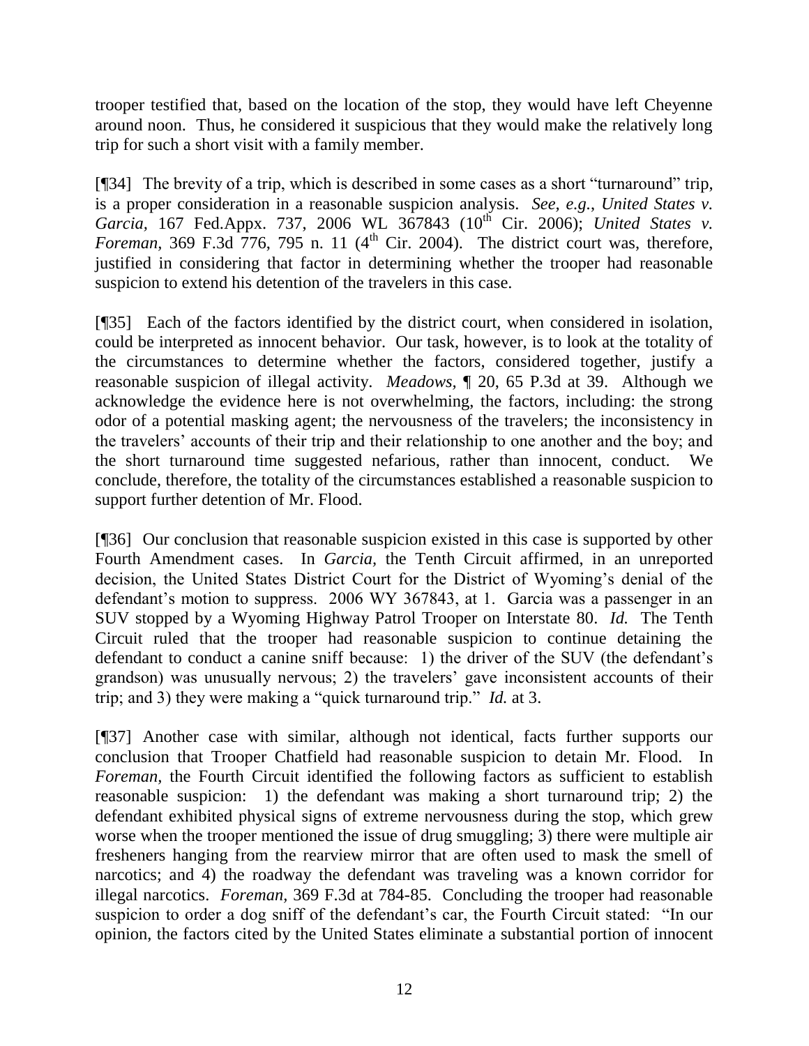trooper testified that, based on the location of the stop, they would have left Cheyenne around noon. Thus, he considered it suspicious that they would make the relatively long trip for such a short visit with a family member.

[¶34] The brevity of a trip, which is described in some cases as a short "turnaround" trip, is a proper consideration in a reasonable suspicion analysis. *See, e.g.*, *United States v. Garcia*, 167 Fed.Appx. 737, 2006 WL 367843 (10th Cir. 2006); *United States v. Foreman*, 369 F.3d 776, 795 n. 11 (4th Cir. 2004). The district court was, therefore, justified in considering that factor in determining whether the trooper had reasonable suspicion to extend his detention of the travelers in this case.

[¶35] Each of the factors identified by the district court, when considered in isolation, could be interpreted as innocent behavior. Our task, however, is to look at the totality of the circumstances to determine whether the factors, considered together, justify a reasonable suspicion of illegal activity. *Meadows*, ¶ 20, 65 P.3d at 39. Although we acknowledge the evidence here is not overwhelming, the factors, including: the strong odor of a potential masking agent; the nervousness of the travelers; the inconsistency in the travelers' accounts of their trip and their relationship to one another and the boy; and the short turnaround time suggested nefarious, rather than innocent, conduct. We conclude, therefore, the totality of the circumstances established a reasonable suspicion to support further detention of Mr. Flood.

[¶36] Our conclusion that reasonable suspicion existed in this case is supported by other Fourth Amendment cases. In *Garcia*, the Tenth Circuit affirmed, in an unreported decision, the United States District Court for the District of Wyoming's denial of the defendant's motion to suppress. 2006 WY 367843, at 1. Garcia was a passenger in an SUV stopped by a Wyoming Highway Patrol Trooper on Interstate 80. *Id.* The Tenth Circuit ruled that the trooper had reasonable suspicion to continue detaining the defendant to conduct a canine sniff because: 1) the driver of the SUV (the defendant's grandson) was unusually nervous; 2) the travelers' gave inconsistent accounts of their trip; and 3) they were making a "quick turnaround trip." *Id.* at 3.

[¶37] Another case with similar, although not identical, facts further supports our conclusion that Trooper Chatfield had reasonable suspicion to detain Mr. Flood. In *Foreman*, the Fourth Circuit identified the following factors as sufficient to establish reasonable suspicion: 1) the defendant was making a short turnaround trip; 2) the defendant exhibited physical signs of extreme nervousness during the stop, which grew worse when the trooper mentioned the issue of drug smuggling; 3) there were multiple air fresheners hanging from the rearview mirror that are often used to mask the smell of narcotics; and 4) the roadway the defendant was traveling was a known corridor for illegal narcotics. *Foreman*, 369 F.3d at 784-85. Concluding the trooper had reasonable suspicion to order a dog sniff of the defendant's car, the Fourth Circuit stated: "In our opinion, the factors cited by the United States eliminate a substantial portion of innocent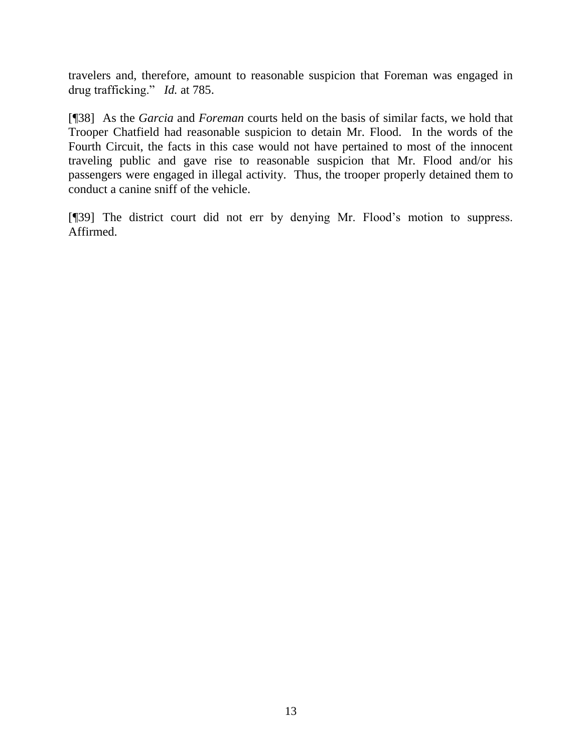travelers and, therefore, amount to reasonable suspicion that Foreman was engaged in drug trafficking." *Id.* at 785.

[¶38] As the *Garcia* and *Foreman* courts held on the basis of similar facts, we hold that Trooper Chatfield had reasonable suspicion to detain Mr. Flood. In the words of the Fourth Circuit, the facts in this case would not have pertained to most of the innocent traveling public and gave rise to reasonable suspicion that Mr. Flood and/or his passengers were engaged in illegal activity. Thus, the trooper properly detained them to conduct a canine sniff of the vehicle.

[¶39] The district court did not err by denying Mr. Flood's motion to suppress. Affirmed.